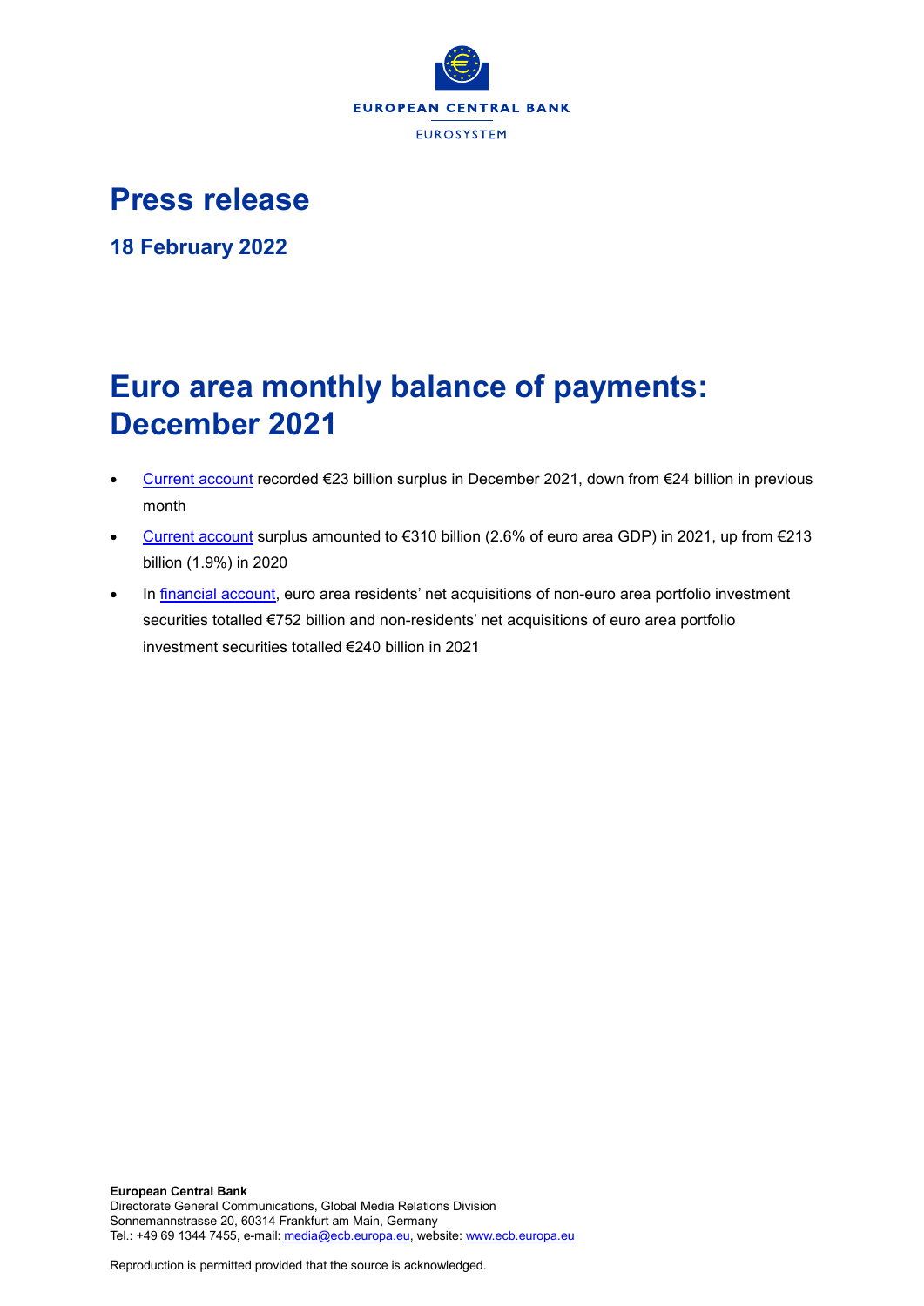EUROPEAN CENTRAL BANK

EUROSYSTEM

# Press release

**18 February 2022**

# Euro area monthly balance of payments: December 2021

- Current account recorded €23 billion surplus in December 2021, down from €24 billion in previous month
- Current account surplus amounted to €310 billion (2.6% of euro area GDP) in 2021, up from €213 billion (1.9%) in 2020
- In financial account, euro area residents' net acquisitions of non-euro area portfolio investment securities totalled €752 billion and non-residents' net acquisitions of euro area portfolio investment securities totalled €240 billion in 2021

**European Central Bank**
Directorate General Communications, Global Media Relations Division
Sonnemannstrasse 20, 60314 Frankfurt am Main, Germany
Tel.: +49 69 1344 7455, e-mail: media@ecb.europa.eu, website: www.ecb.europa.eu

Reproduction is permitted provided that the source is acknowledged.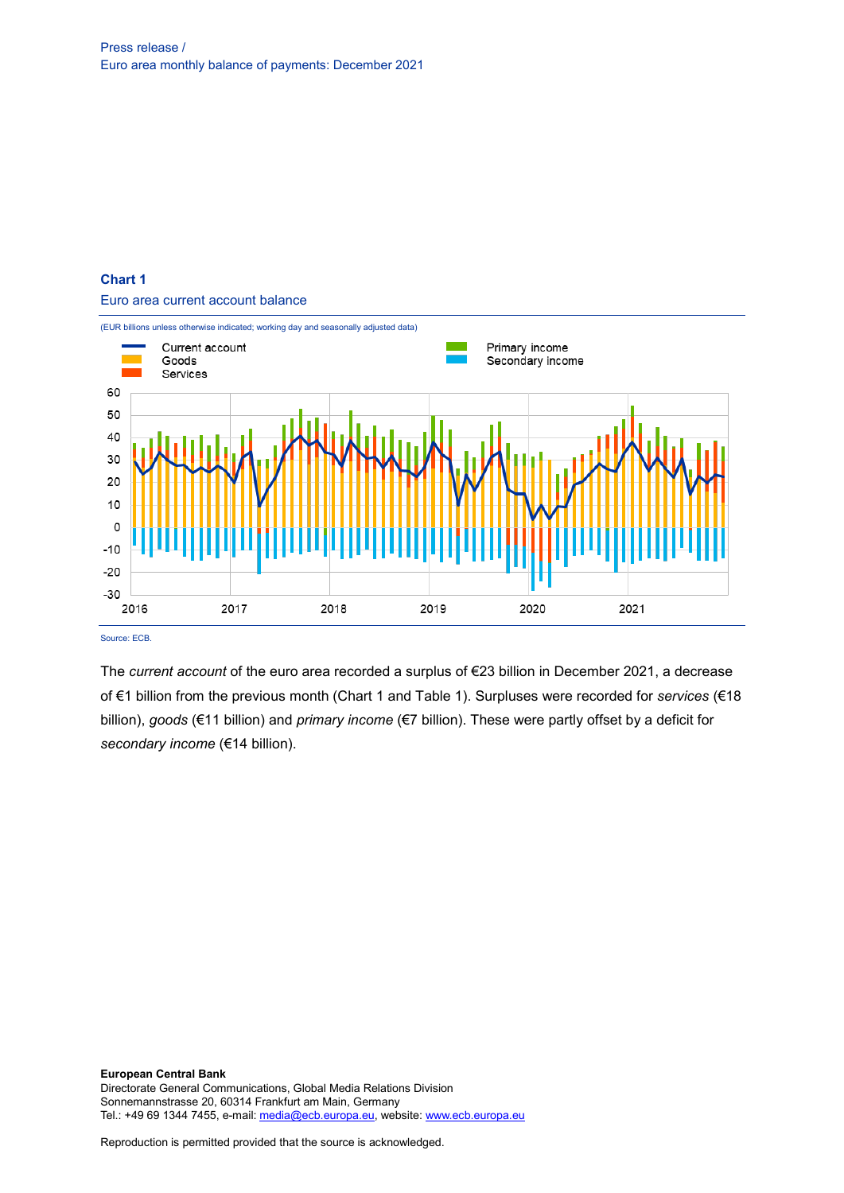Press release /
Euro area monthly balance of payments: December 2021

**Chart 1**

Euro area current account balance

(EUR billions unless otherwise indicated; working day and seasonally adjusted data)

Source: ECB.

The *current account* of the euro area recorded a surplus of €23 billion in December 2021, a decrease of €1 billion from the previous month (Chart 1 and Table 1). Surpluses were recorded for *services* (€18 billion), *goods* (€11 billion) and *primary income* (€7 billion). These were partly offset by a deficit for *secondary income* (€14 billion).

**European Central Bank**
Directorate General Communications, Global Media Relations Division
Sonnemannstrasse 20, 60314 Frankfurt am Main, Germany
Tel.: +49 69 1344 7455, e-mail: media@ecb.europa.eu, website: www.ecb.europa.eu

Reproduction is permitted provided that the source is acknowledged.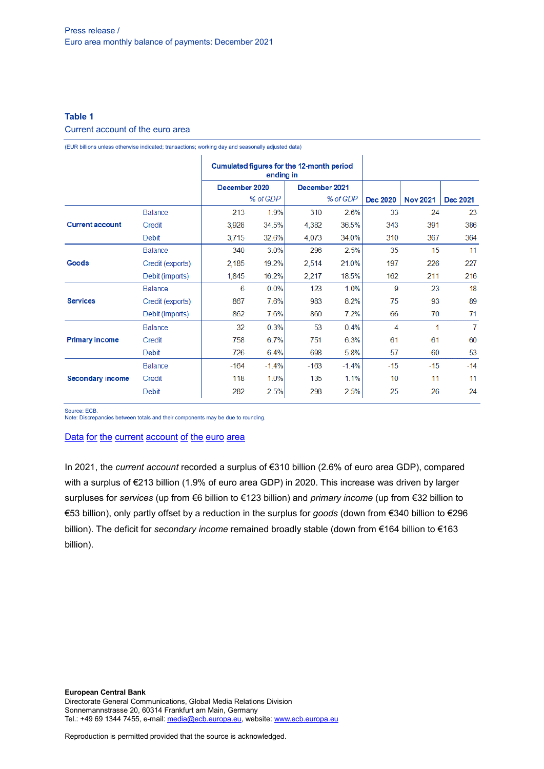Press release /
Euro area monthly balance of payments: December 2021

**Table 1**
Current account of the euro area

(EUR billions unless otherwise indicated; transactions; working day and seasonally adjusted data)

| | | Cumulated figures for the 12-month period ending in | | | | | | |
|---|---|---|---|---|---|---|---|---|
| | | December 2020 | | December 2021 | | | | |
| | | | *% of GDP* | | *% of GDP* | Dec 2020 | Nov 2021 | Dec 2021 |
| **Current account** | Balance | 213 | 1.9% | 310 | 2.6% | 33 | 24 | 23 |
| | Credit | 3,928 | 34.5% | 4,382 | 36.5% | 343 | 391 | 386 |
| | Debit | 3,715 | 32.6% | 4,073 | 34.0% | 310 | 367 | 364 |
| **Goods** | Balance | 340 | 3.0% | 296 | 2.5% | 35 | 15 | 11 |
| | Credit (exports) | 2,185 | 19.2% | 2,514 | 21.0% | 197 | 226 | 227 |
| | Debit (imports) | 1,845 | 16.2% | 2,217 | 18.5% | 162 | 211 | 216 |
| **Services** | Balance | 6 | 0.0% | 123 | 1.0% | 9 | 23 | 18 |
| | Credit (exports) | 867 | 7.6% | 983 | 8.2% | 75 | 93 | 89 |
| | Debit (imports) | 862 | 7.6% | 860 | 7.2% | 66 | 70 | 71 |
| **Primary income** | Balance | 32 | 0.3% | 53 | 0.4% | 4 | 1 | 7 |
| | Credit | 758 | 6.7% | 751 | 6.3% | 61 | 61 | 60 |
| | Debit | 726 | 6.4% | 698 | 5.8% | 57 | 60 | 53 |
| **Secondary income** | Balance | -164 | -1.4% | -163 | -1.4% | -15 | -15 | -14 |
| | Credit | 118 | 1.0% | 135 | 1.1% | 10 | 11 | 11 |
| | Debit | 282 | 2.5% | 298 | 2.5% | 25 | 26 | 24 |

Source: ECB.
Note: Discrepancies between totals and their components may be due to rounding.

Data for the current account of the euro area

In 2021, the *current account* recorded a surplus of €310 billion (2.6% of euro area GDP), compared with a surplus of €213 billion (1.9% of euro area GDP) in 2020. This increase was driven by larger surpluses for *services* (up from €6 billion to €123 billion) and *primary income* (up from €32 billion to €53 billion), only partly offset by a reduction in the surplus for *goods* (down from €340 billion to €296 billion). The deficit for *secondary income* remained broadly stable (down from €164 billion to €163 billion).

**European Central Bank**
Directorate General Communications, Global Media Relations Division
Sonnemannstrasse 20, 60314 Frankfurt am Main, Germany
Tel.: +49 69 1344 7455, e-mail: media@ecb.europa.eu, website: www.ecb.europa.eu

Reproduction is permitted provided that the source is acknowledged.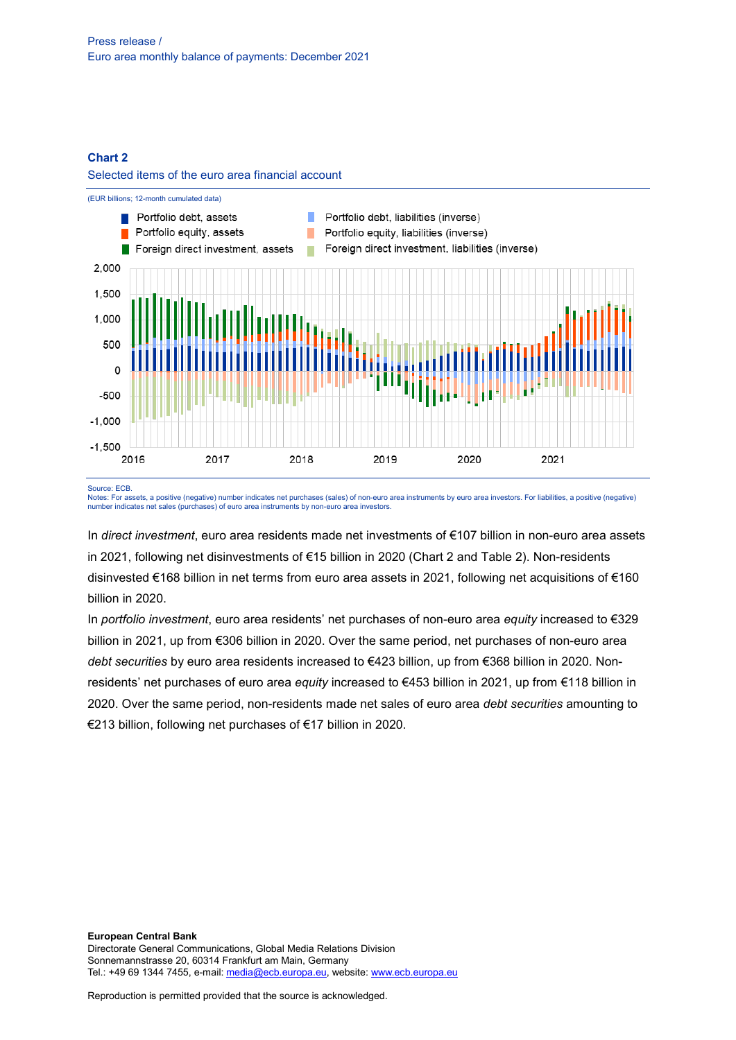Press release /
Euro area monthly balance of payments: December 2021

**Chart 2**

Selected items of the euro area financial account

(EUR billions; 12-month cumulated data)

Source: ECB.
Notes: For assets, a positive (negative) number indicates net purchases (sales) of non-euro area instruments by euro area investors. For liabilities, a positive (negative) number indicates net sales (purchases) of euro area instruments by non-euro area investors.

In *direct investment*, euro area residents made net investments of €107 billion in non-euro area assets in 2021, following net disinvestments of €15 billion in 2020 (Chart 2 and Table 2). Non-residents disinvested €168 billion in net terms from euro area assets in 2021, following net acquisitions of €160 billion in 2020.

In *portfolio investment*, euro area residents' net purchases of non-euro area *equity* increased to €329 billion in 2021, up from €306 billion in 2020. Over the same period, net purchases of non-euro area *debt securities* by euro area residents increased to €423 billion, up from €368 billion in 2020. Non-residents' net purchases of euro area *equity* increased to €453 billion in 2021, up from €118 billion in 2020. Over the same period, non-residents made net sales of euro area *debt securities* amounting to €213 billion, following net purchases of €17 billion in 2020.

**European Central Bank**
Directorate General Communications, Global Media Relations Division
Sonnemannstrasse 20, 60314 Frankfurt am Main, Germany
Tel.: +49 69 1344 7455, e-mail: media@ecb.europa.eu, website: www.ecb.europa.eu

Reproduction is permitted provided that the source is acknowledged.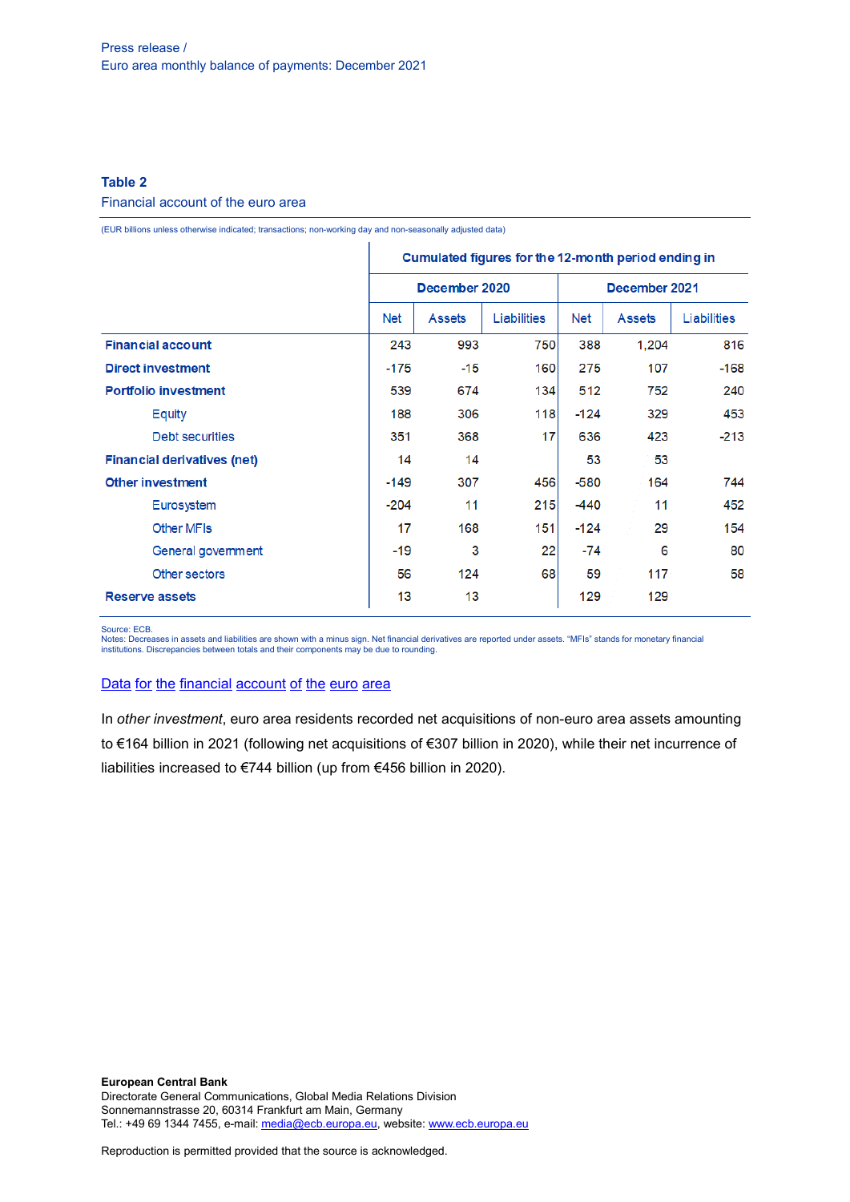**Table 2**

Financial account of the euro area

(EUR billions unless otherwise indicated; transactions; non-working day and non-seasonally adjusted data)

| | Cumulated figures for the 12-month period ending in | | | | | |
|---|---|---|---|---|---|---|
| | December 2020 | | | December 2021 | | |
| | Net | Assets | Liabilities | Net | Assets | Liabilities |
| **Financial account** | 243 | 993 | 750 | 388 | 1,204 | 816 |
| **Direct investment** | -175 | -15 | 160 | 275 | 107 | -168 |
| **Portfolio investment** | 539 | 674 | 134 | 512 | 752 | 240 |
| Equity | 188 | 306 | 118 | -124 | 329 | 453 |
| Debt securities | 351 | 368 | 17 | 636 | 423 | -213 |
| **Financial derivatives (net)** | 14 | 14 | | 53 | 53 | |
| **Other investment** | -149 | 307 | 456 | -580 | 164 | 744 |
| Eurosystem | -204 | 11 | 215 | -440 | 11 | 452 |
| Other MFIs | 17 | 168 | 151 | -124 | 29 | 154 |
| General government | -19 | 3 | 22 | -74 | 6 | 80 |
| Other sectors | 56 | 124 | 68 | 59 | 117 | 58 |
| **Reserve assets** | 13 | 13 | | 129 | 129 | |

Source: ECB.
Notes: Decreases in assets and liabilities are shown with a minus sign. Net financial derivatives are reported under assets. "MFIs" stands for monetary financial institutions. Discrepancies between totals and their components may be due to rounding.

[Data for the financial account of the euro area]

In *other investment*, euro area residents recorded net acquisitions of non-euro area assets amounting to €164 billion in 2021 (following net acquisitions of €307 billion in 2020), while their net incurrence of liabilities increased to €744 billion (up from €456 billion in 2020).

**European Central Bank**
Directorate General Communications, Global Media Relations Division
Sonnemannstrasse 20, 60314 Frankfurt am Main, Germany
Tel.: +49 69 1344 7455, e-mail: media@ecb.europa.eu, website: www.ecb.europa.eu

Reproduction is permitted provided that the source is acknowledged.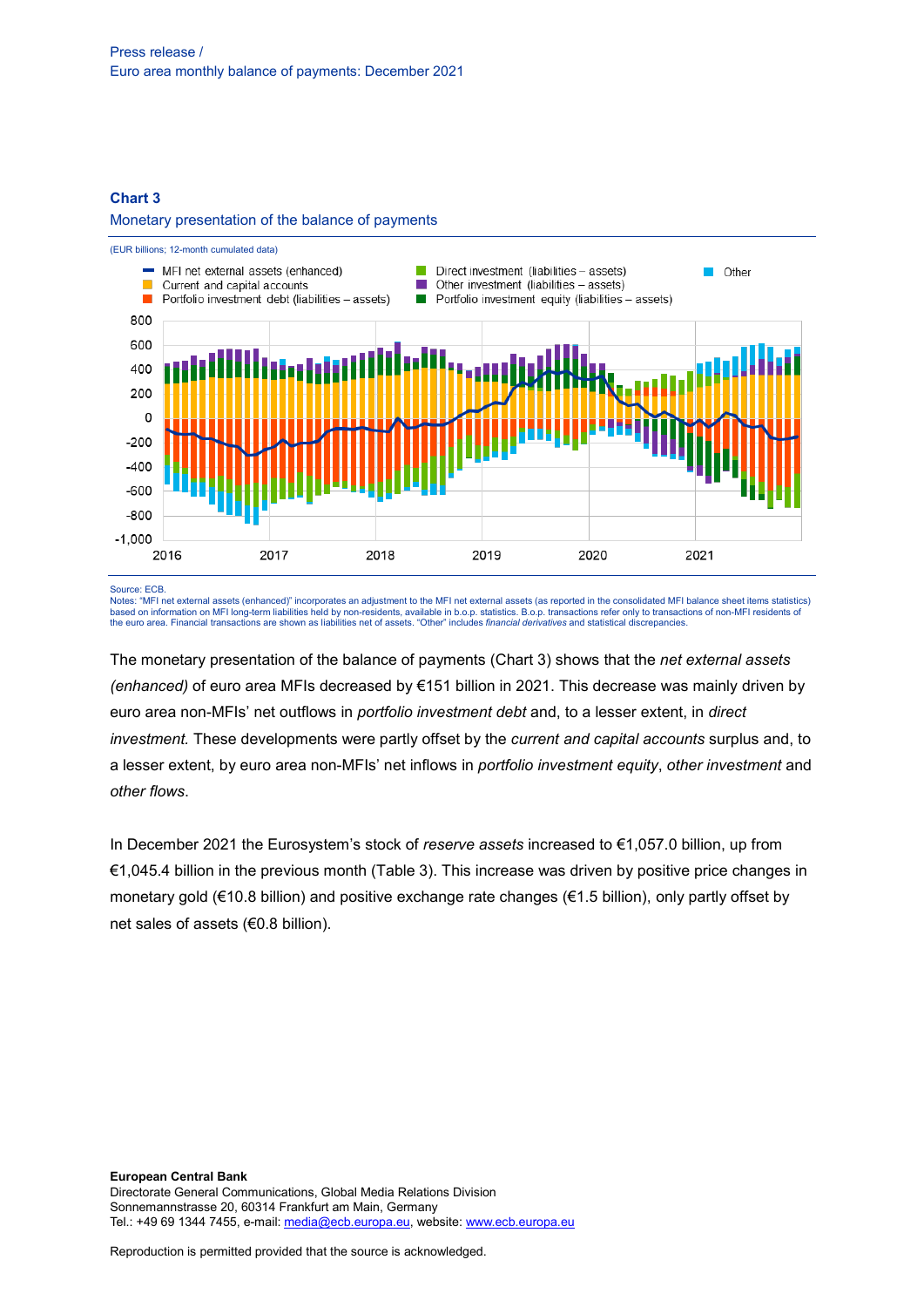Press release /
Euro area monthly balance of payments: December 2021

**Chart 3**

Monetary presentation of the balance of payments

(EUR billions; 12-month cumulated data)

Source: ECB.
Notes: "MFI net external assets (enhanced)" incorporates an adjustment to the MFI net external assets (as reported in the consolidated MFI balance sheet items statistics) based on information on MFI long-term liabilities held by non-residents, available in b.o.p. statistics. B.o.p. transactions refer only to transactions of non-MFI residents of the euro area. Financial transactions are shown as liabilities net of assets. "Other" includes *financial derivatives* and statistical discrepancies.

The monetary presentation of the balance of payments (Chart 3) shows that the *net external assets (enhanced)* of euro area MFIs decreased by €151 billion in 2021. This decrease was mainly driven by euro area non-MFIs' net outflows in *portfolio investment debt* and, to a lesser extent, in *direct investment.* These developments were partly offset by the *current and capital accounts* surplus and, to a lesser extent, by euro area non-MFIs' net inflows in *portfolio investment equity*, *other investment* and *other flows*.

In December 2021 the Eurosystem's stock of *reserve assets* increased to €1,057.0 billion, up from €1,045.4 billion in the previous month (Table 3). This increase was driven by positive price changes in monetary gold (€10.8 billion) and positive exchange rate changes (€1.5 billion), only partly offset by net sales of assets (€0.8 billion).

**European Central Bank**
Directorate General Communications, Global Media Relations Division
Sonnemannstrasse 20, 60314 Frankfurt am Main, Germany
Tel.: +49 69 1344 7455, e-mail: media@ecb.europa.eu, website: www.ecb.europa.eu

Reproduction is permitted provided that the source is acknowledged.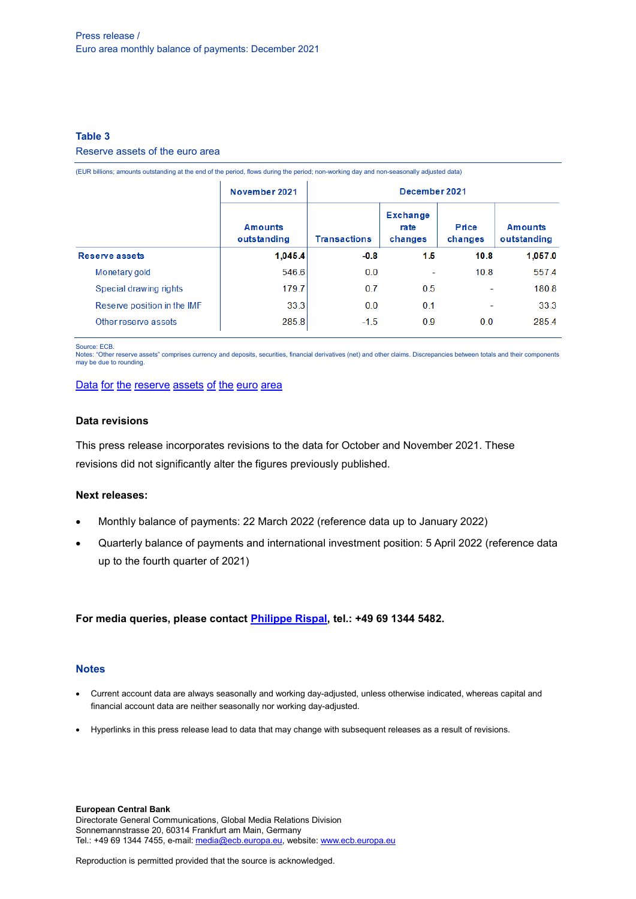Press release /
Euro area monthly balance of payments: December 2021

## Table 3

Reserve assets of the euro area

(EUR billions; amounts outstanding at the end of the period, flows during the period; non-working day and non-seasonally adjusted data)

| | November 2021 | December 2021 | | | |
|---|---|---|---|---|---|
| | Amounts outstanding | Transactions | Exchange rate changes | Price changes | Amounts outstanding |
| **Reserve assets** | **1,045.4** | **-0.8** | **1.5** | **10.8** | **1,057.0** |
| Monetary gold | 546.6 | 0.0 | - | 10.8 | 557.4 |
| Special drawing rights | 179.7 | 0.7 | 0.5 | - | 180.8 |
| Reserve position in the IMF | 33.3 | 0.0 | 0.1 | - | 33.3 |
| Other reserve assets | 285.8 | -1.5 | 0.9 | 0.0 | 285.4 |

Source: ECB.
Notes: "Other reserve assets" comprises currency and deposits, securities, financial derivatives (net) and other claims. Discrepancies between totals and their components may be due to rounding.

Data for the reserve assets of the euro area

### Data revisions

This press release incorporates revisions to the data for October and November 2021. These revisions did not significantly alter the figures previously published.

### Next releases:

- Monthly balance of payments: 22 March 2022 (reference data up to January 2022)
- Quarterly balance of payments and international investment position: 5 April 2022 (reference data up to the fourth quarter of 2021)

**For media queries, please contact Philippe Rispal, tel.: +49 69 1344 5482.**

## Notes

- Current account data are always seasonally and working day-adjusted, unless otherwise indicated, whereas capital and financial account data are neither seasonally nor working day-adjusted.
- Hyperlinks in this press release lead to data that may change with subsequent releases as a result of revisions.

**European Central Bank**
Directorate General Communications, Global Media Relations Division
Sonnemannstrasse 20, 60314 Frankfurt am Main, Germany
Tel.: +49 69 1344 7455, e-mail: media@ecb.europa.eu, website: www.ecb.europa.eu

Reproduction is permitted provided that the source is acknowledged.